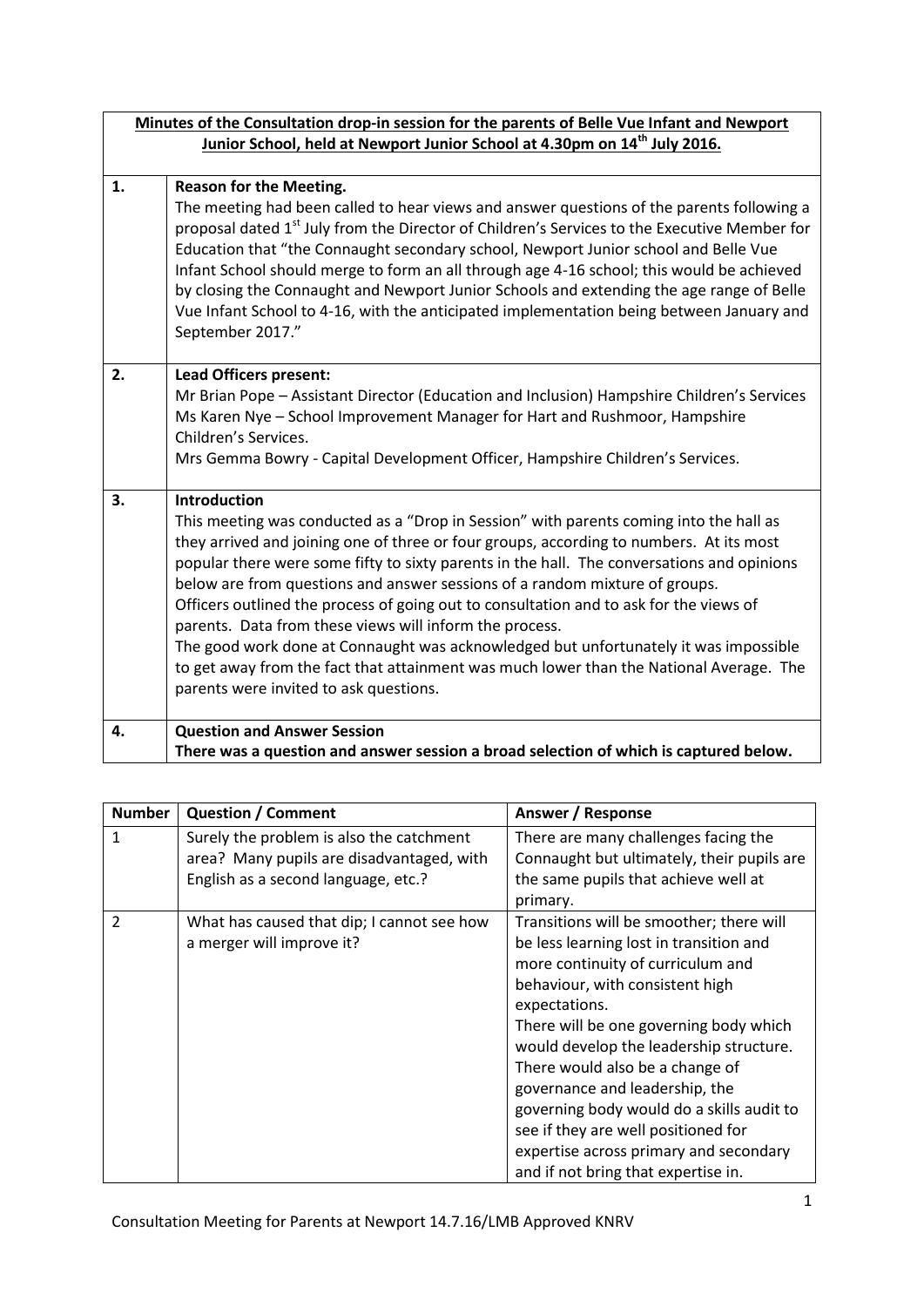**Minutes of the Consultation drop-in session for the parents of Belle Vue Infant and Newport Junior School, held at Newport Junior School at 4.30pm on 14th July 2016.**

| | |
|---|---|
| **1.** | **Reason for the Meeting.**<br>The meeting had been called to hear views and answer questions of the parents following a proposal dated 1st July from the Director of Children's Services to the Executive Member for Education that "the Connaught secondary school, Newport Junior school and Belle Vue Infant School should merge to form an all through age 4-16 school; this would be achieved by closing the Connaught and Newport Junior Schools and extending the age range of Belle Vue Infant School to 4-16, with the anticipated implementation being between January and September 2017." |
| **2.** | **Lead Officers present:**<br>Mr Brian Pope – Assistant Director (Education and Inclusion) Hampshire Children's Services<br>Ms Karen Nye – School Improvement Manager for Hart and Rushmoor, Hampshire Children's Services.<br>Mrs Gemma Bowry - Capital Development Officer, Hampshire Children's Services. |
| **3.** | **Introduction**<br>This meeting was conducted as a "Drop in Session" with parents coming into the hall as they arrived and joining one of three or four groups, according to numbers. At its most popular there were some fifty to sixty parents in the hall. The conversations and opinions below are from questions and answer sessions of a random mixture of groups.<br>Officers outlined the process of going out to consultation and to ask for the views of parents. Data from these views will inform the process.<br>The good work done at Connaught was acknowledged but unfortunately it was impossible to get away from the fact that attainment was much lower than the National Average. The parents were invited to ask questions. |
| **4.** | **Question and Answer Session**<br>**There was a question and answer session a broad selection of which is captured below.** |

| Number | Question / Comment | Answer / Response |
|---|---|---|
| 1 | Surely the problem is also the catchment area? Many pupils are disadvantaged, with English as a second language, etc.? | There are many challenges facing the Connaught but ultimately, their pupils are the same pupils that achieve well at primary. |
| 2 | What has caused that dip; I cannot see how a merger will improve it? | Transitions will be smoother; there will be less learning lost in transition and more continuity of curriculum and behaviour, with consistent high expectations.<br>There will be one governing body which would develop the leadership structure. There would also be a change of governance and leadership, the governing body would do a skills audit to see if they are well positioned for expertise across primary and secondary and if not bring that expertise in. |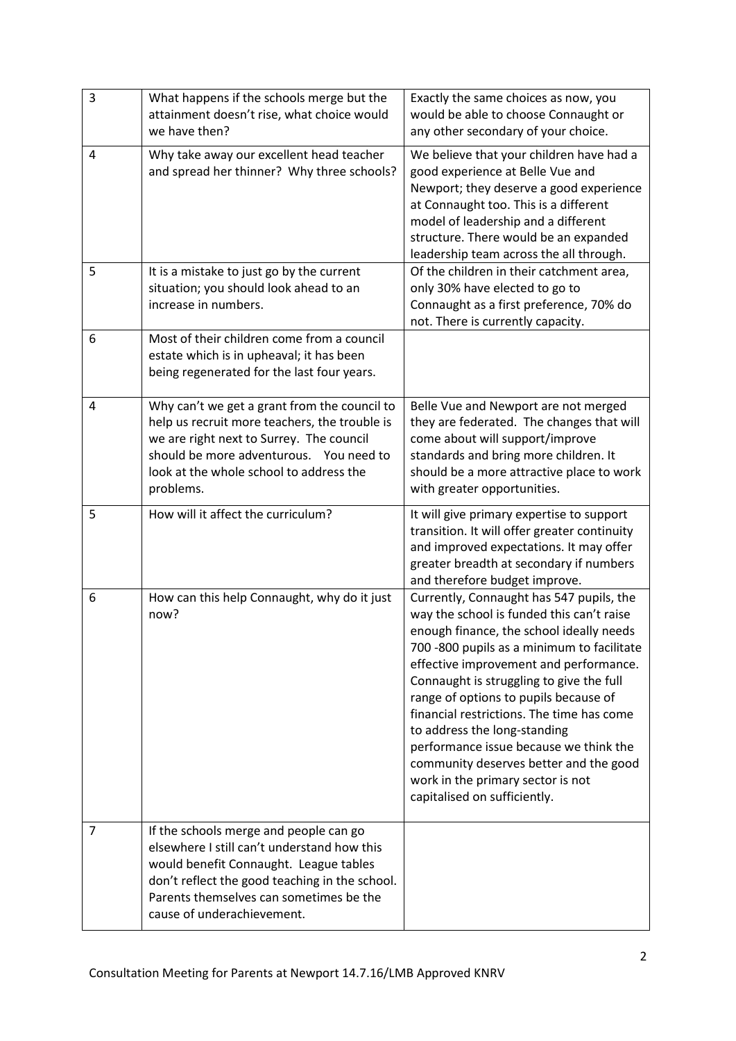| | | |
|---|---|---|
| 3 | What happens if the schools merge but the attainment doesn't rise, what choice would we have then? | Exactly the same choices as now, you would be able to choose Connaught or any other secondary of your choice. |
| 4 | Why take away our excellent head teacher and spread her thinner? Why three schools? | We believe that your children have had a good experience at Belle Vue and Newport; they deserve a good experience at Connaught too. This is a different model of leadership and a different structure. There would be an expanded leadership team across the all through. |
| 5 | It is a mistake to just go by the current situation; you should look ahead to an increase in numbers. | Of the children in their catchment area, only 30% have elected to go to Connaught as a first preference, 70% do not. There is currently capacity. |
| 6 | Most of their children come from a council estate which is in upheaval; it has been being regenerated for the last four years. | |
| 4 | Why can't we get a grant from the council to help us recruit more teachers, the trouble is we are right next to Surrey. The council should be more adventurous. You need to look at the whole school to address the problems. | Belle Vue and Newport are not merged they are federated. The changes that will come about will support/improve standards and bring more children. It should be a more attractive place to work with greater opportunities. |
| 5 | How will it affect the curriculum? | It will give primary expertise to support transition. It will offer greater continuity and improved expectations. It may offer greater breadth at secondary if numbers and therefore budget improve. |
| 6 | How can this help Connaught, why do it just now? | Currently, Connaught has 547 pupils, the way the school is funded this can't raise enough finance, the school ideally needs 700 -800 pupils as a minimum to facilitate effective improvement and performance. Connaught is struggling to give the full range of options to pupils because of financial restrictions. The time has come to address the long-standing performance issue because we think the community deserves better and the good work in the primary sector is not capitalised on sufficiently. |
| 7 | If the schools merge and people can go elsewhere I still can't understand how this would benefit Connaught. League tables don't reflect the good teaching in the school. Parents themselves can sometimes be the cause of underachievement. | |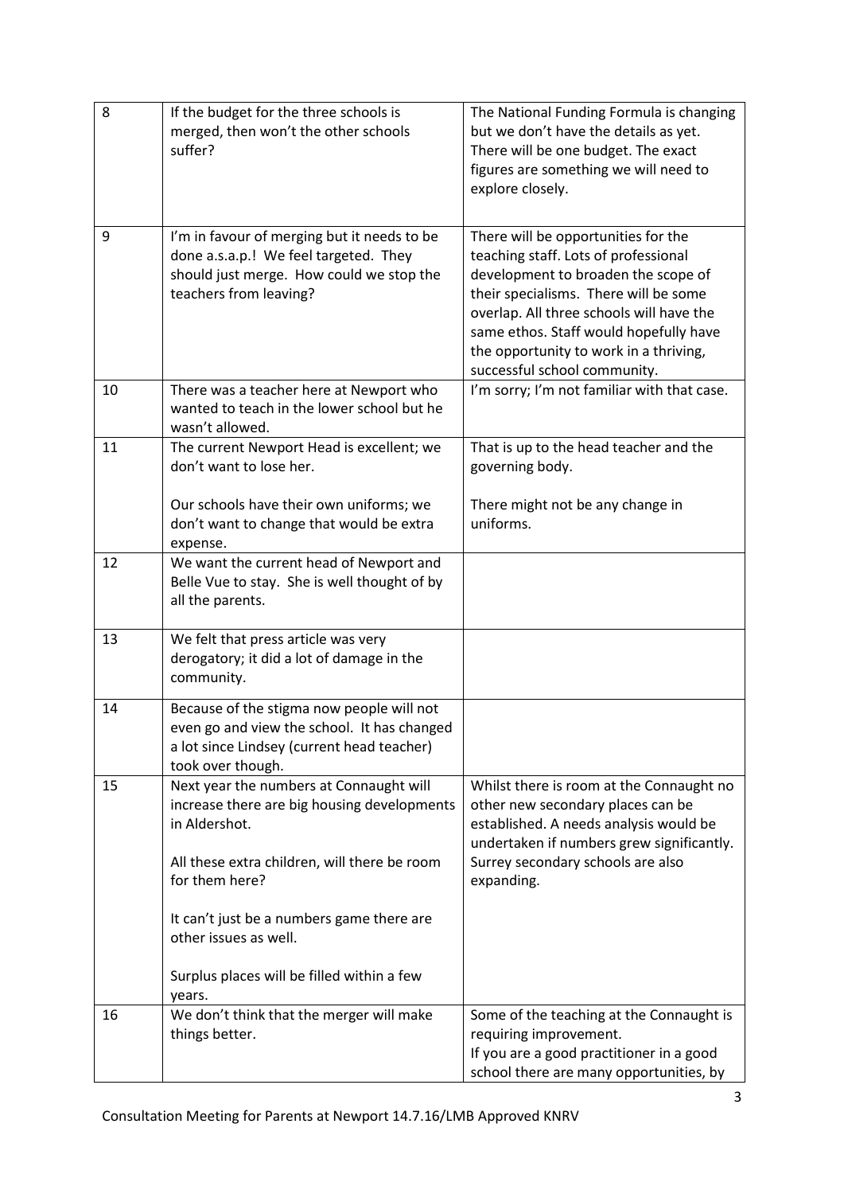| | | |
|---|---|---|
| 8 | If the budget for the three schools is merged, then won't the other schools suffer? | The National Funding Formula is changing but we don't have the details as yet. There will be one budget. The exact figures are something we will need to explore closely. |
| 9 | I'm in favour of merging but it needs to be done a.s.a.p.! We feel targeted. They should just merge. How could we stop the teachers from leaving? | There will be opportunities for the teaching staff. Lots of professional development to broaden the scope of their specialisms. There will be some overlap. All three schools will have the same ethos. Staff would hopefully have the opportunity to work in a thriving, successful school community. |
| 10 | There was a teacher here at Newport who wanted to teach in the lower school but he wasn't allowed. | I'm sorry; I'm not familiar with that case. |
| 11 | The current Newport Head is excellent; we don't want to lose her.<br><br>Our schools have their own uniforms; we don't want to change that would be extra expense. | That is up to the head teacher and the governing body.<br><br>There might not be any change in uniforms. |
| 12 | We want the current head of Newport and Belle Vue to stay. She is well thought of by all the parents. | |
| 13 | We felt that press article was very derogatory; it did a lot of damage in the community. | |
| 14 | Because of the stigma now people will not even go and view the school. It has changed a lot since Lindsey (current head teacher) took over though. | |
| 15 | Next year the numbers at Connaught will increase there are big housing developments in Aldershot.<br><br>All these extra children, will there be room for them here?<br><br>It can't just be a numbers game there are other issues as well.<br><br>Surplus places will be filled within a few years. | Whilst there is room at the Connaught no other new secondary places can be established. A needs analysis would be undertaken if numbers grew significantly. Surrey secondary schools are also expanding. |
| 16 | We don't think that the merger will make things better. | Some of the teaching at the Connaught is requiring improvement.<br>If you are a good practitioner in a good school there are many opportunities, by |

Consultation Meeting for Parents at Newport 14.7.16/LMB Approved KNRV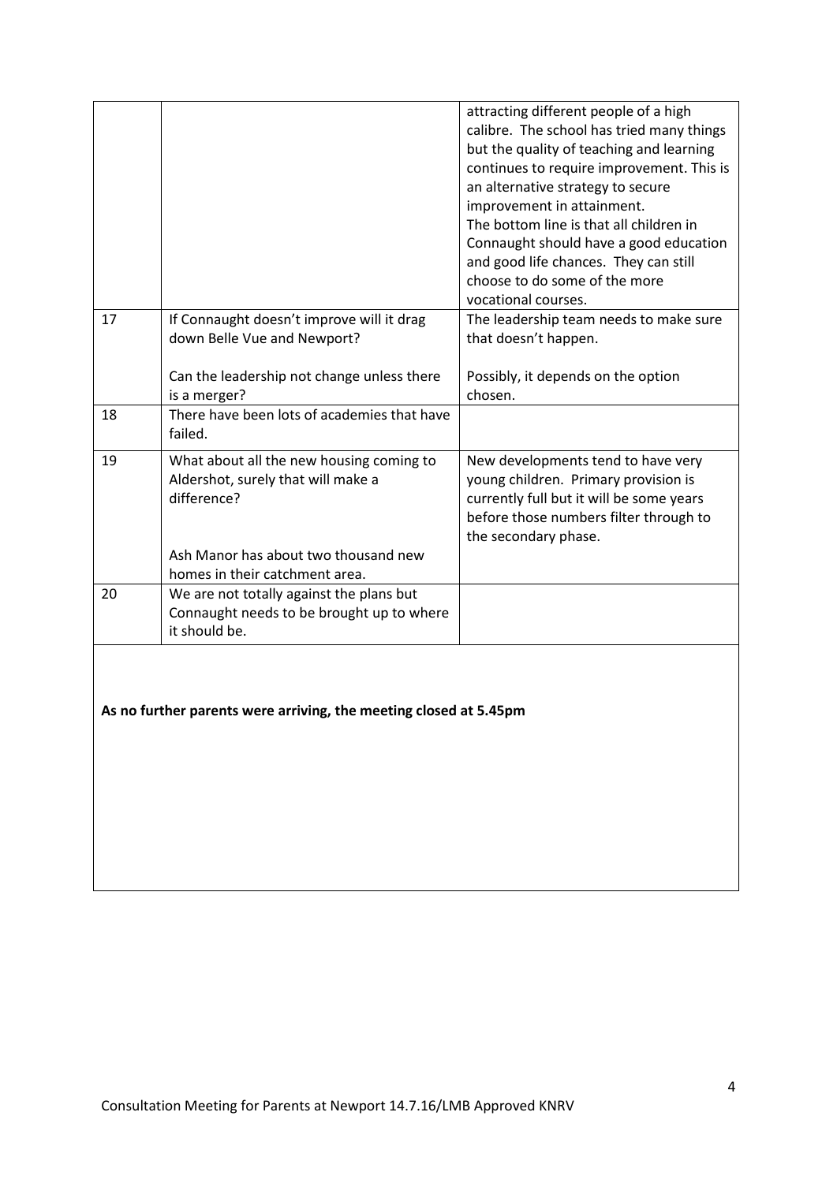| | | |
|---|---|---|
| | | attracting different people of a high calibre. The school has tried many things but the quality of teaching and learning continues to require improvement. This is an alternative strategy to secure improvement in attainment.<br>The bottom line is that all children in Connaught should have a good education and good life chances. They can still choose to do some of the more vocational courses. |
| 17 | If Connaught doesn't improve will it drag down Belle Vue and Newport?<br><br>Can the leadership not change unless there is a merger? | The leadership team needs to make sure that doesn't happen.<br><br>Possibly, it depends on the option chosen. |
| 18 | There have been lots of academies that have failed. | |
| 19 | What about all the new housing coming to Aldershot, surely that will make a difference?<br><br>Ash Manor has about two thousand new homes in their catchment area. | New developments tend to have very young children. Primary provision is currently full but it will be some years before those numbers filter through to the secondary phase. |
| 20 | We are not totally against the plans but Connaught needs to be brought up to where it should be. | |

**As no further parents were arriving, the meeting closed at 5.45pm**

Consultation Meeting for Parents at Newport 14.7.16/LMB Approved KNRV